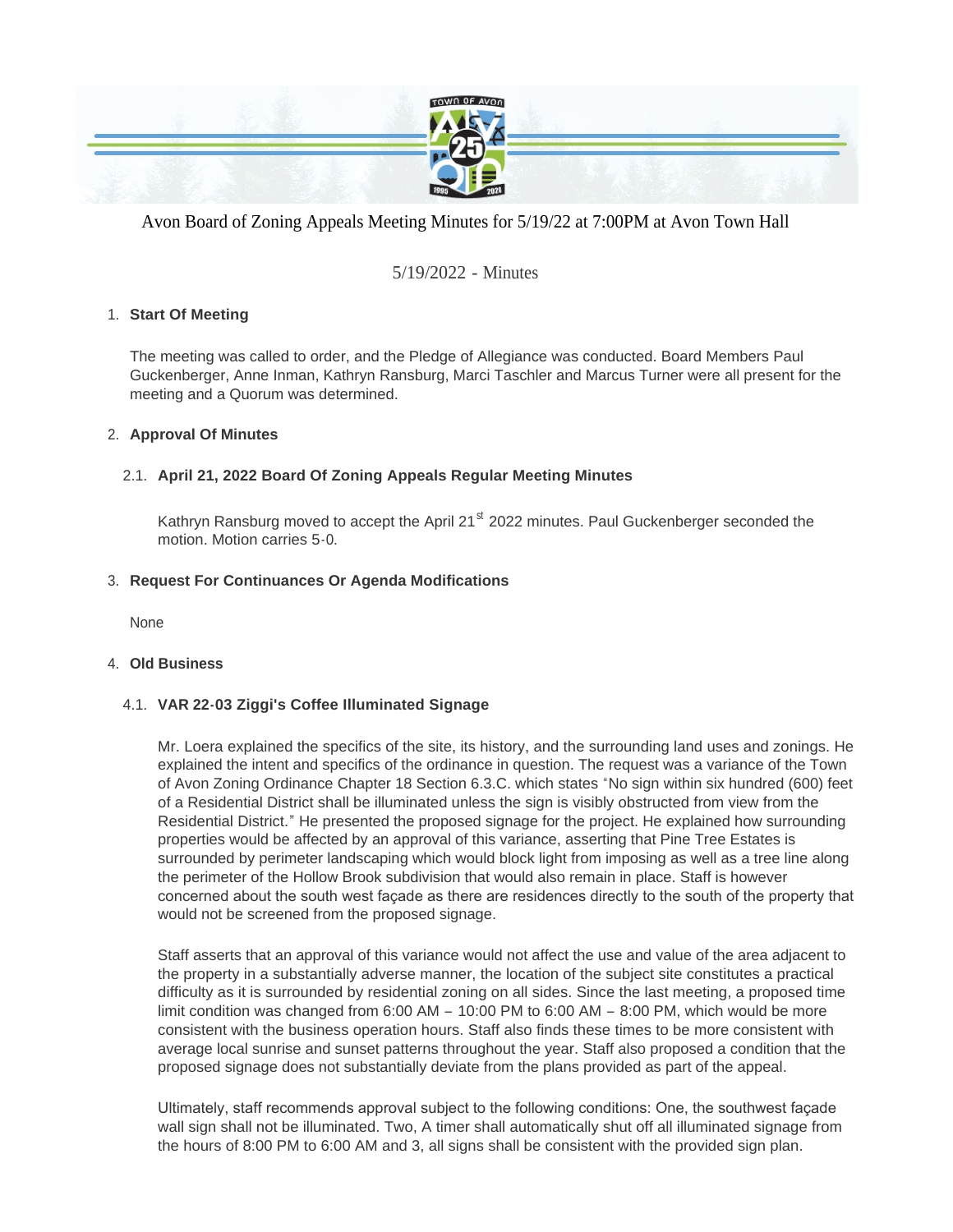Avon Board of Zoning Appeals Meeting Minutes for 5/19/22 at 7:00PM at Avon Town Hall

5/19/2022 - Minutes

1. **Start Of Meeting**

   The meeting was called to order, and the Pledge of Allegiance was conducted. Board Members Paul Guckenberger, Anne Inman, Kathryn Ransburg, Marci Taschler and Marcus Turner were all present for the meeting and a Quorum was determined.

2. **Approval Of Minutes**

   2.1. **April 21, 2022 Board Of Zoning Appeals Regular Meeting Minutes**

   Kathryn Ransburg moved to accept the April 21st 2022 minutes. Paul Guckenberger seconded the motion. Motion carries 5-0.

3. **Request For Continuances Or Agenda Modifications**

   None

4. **Old Business**

   4.1. **VAR 22-03 Ziggi's Coffee Illuminated Signage**

   Mr. Loera explained the specifics of the site, its history, and the surrounding land uses and zonings. He explained the intent and specifics of the ordinance in question. The request was a variance of the Town of Avon Zoning Ordinance Chapter 18 Section 6.3.C. which states "No sign within six hundred (600) feet of a Residential District shall be illuminated unless the sign is visibly obstructed from view from the Residential District." He presented the proposed signage for the project. He explained how surrounding properties would be affected by an approval of this variance, asserting that Pine Tree Estates is surrounded by perimeter landscaping which would block light from imposing as well as a tree line along the perimeter of the Hollow Brook subdivision that would also remain in place. Staff is however concerned about the south west façade as there are residences directly to the south of the property that would not be screened from the proposed signage.

   Staff asserts that an approval of this variance would not affect the use and value of the area adjacent to the property in a substantially adverse manner, the location of the subject site constitutes a practical difficulty as it is surrounded by residential zoning on all sides. Since the last meeting, a proposed time limit condition was changed from 6:00 AM – 10:00 PM to 6:00 AM – 8:00 PM, which would be more consistent with the business operation hours. Staff also finds these times to be more consistent with average local sunrise and sunset patterns throughout the year. Staff also proposed a condition that the proposed signage does not substantially deviate from the plans provided as part of the appeal.

   Ultimately, staff recommends approval subject to the following conditions: One, the southwest façade wall sign shall not be illuminated. Two, A timer shall automatically shut off all illuminated signage from the hours of 8:00 PM to 6:00 AM and 3, all signs shall be consistent with the provided sign plan.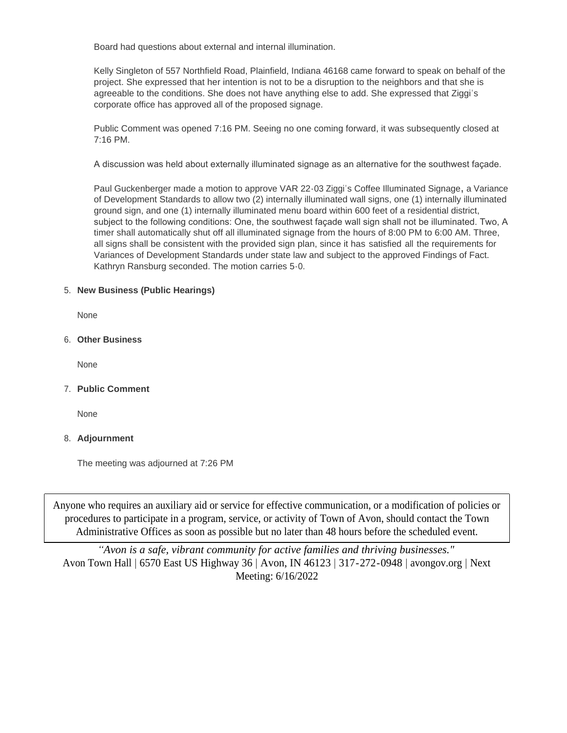Board had questions about external and internal illumination.

Kelly Singleton of 557 Northfield Road, Plainfield, Indiana 46168 came forward to speak on behalf of the project. She expressed that her intention is not to be a disruption to the neighbors and that she is agreeable to the conditions. She does not have anything else to add. She expressed that Ziggi's corporate office has approved all of the proposed signage.

Public Comment was opened 7:16 PM. Seeing no one coming forward, it was subsequently closed at 7:16 PM.

A discussion was held about externally illuminated signage as an alternative for the southwest façade.

Paul Guckenberger made a motion to approve VAR 22-03 Ziggi's Coffee Illuminated Signage, a Variance of Development Standards to allow two (2) internally illuminated wall signs, one (1) internally illuminated ground sign, and one (1) internally illuminated menu board within 600 feet of a residential district, subject to the following conditions: One, the southwest façade wall sign shall not be illuminated. Two, A timer shall automatically shut off all illuminated signage from the hours of 8:00 PM to 6:00 AM. Three, all signs shall be consistent with the provided sign plan, since it has satisfied all the requirements for Variances of Development Standards under state law and subject to the approved Findings of Fact. Kathryn Ransburg seconded. The motion carries 5-0.

5. **New Business (Public Hearings)**

   None

6. **Other Business**

   None

7. **Public Comment**

   None

8. **Adjournment**

   The meeting was adjourned at 7:26 PM

Anyone who requires an auxiliary aid or service for effective communication, or a modification of policies or procedures to participate in a program, service, or activity of Town of Avon, should contact the Town Administrative Offices as soon as possible but no later than 48 hours before the scheduled event.

*"Avon is a safe, vibrant community for active families and thriving businesses."*
Avon Town Hall | 6570 East US Highway 36 | Avon, IN 46123 | 317-272-0948 | avongov.org | Next Meeting: 6/16/2022